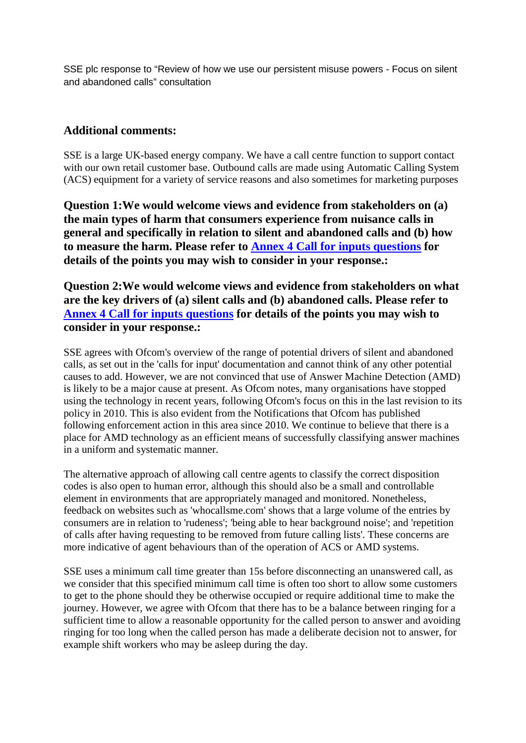SSE plc response to “Review of how we use our persistent misuse powers - Focus on silent and abandoned calls” consultation

## Additional comments:

SSE is a large UK-based energy company. We have a call centre function to support contact with our own retail customer base. Outbound calls are made using Automatic Calling System (ACS) equipment for a variety of service reasons and also sometimes for marketing purposes

### Question 1:We would welcome views and evidence from stakeholders on (a) the main types of harm that consumers experience from nuisance calls in general and specifically in relation to silent and abandoned calls and (b) how to measure the harm. Please refer to [Annex 4 Call for inputs questions] for details of the points you may wish to consider in your response.:

### Question 2:We would welcome views and evidence from stakeholders on what are the key drivers of (a) silent calls and (b) abandoned calls. Please refer to [Annex 4 Call for inputs questions] for details of the points you may wish to consider in your response.:

SSE agrees with Ofcom's overview of the range of potential drivers of silent and abandoned calls, as set out in the 'calls for input' documentation and cannot think of any other potential causes to add. However, we are not convinced that use of Answer Machine Detection (AMD) is likely to be a major cause at present. As Ofcom notes, many organisations have stopped using the technology in recent years, following Ofcom's focus on this in the last revision to its policy in 2010. This is also evident from the Notifications that Ofcom has published following enforcement action in this area since 2010. We continue to believe that there is a place for AMD technology as an efficient means of successfully classifying answer machines in a uniform and systematic manner.

The alternative approach of allowing call centre agents to classify the correct disposition codes is also open to human error, although this should also be a small and controllable element in environments that are appropriately managed and monitored. Nonetheless, feedback on websites such as 'whocallsme.com' shows that a large volume of the entries by consumers are in relation to 'rudeness'; 'being able to hear background noise'; and 'repetition of calls after having requesting to be removed from future calling lists'. These concerns are more indicative of agent behaviours than of the operation of ACS or AMD systems.

SSE uses a minimum call time greater than 15s before disconnecting an unanswered call, as we consider that this specified minimum call time is often too short to allow some customers to get to the phone should they be otherwise occupied or require additional time to make the journey. However, we agree with Ofcom that there has to be a balance between ringing for a sufficient time to allow a reasonable opportunity for the called person to answer and avoiding ringing for too long when the called person has made a deliberate decision not to answer, for example shift workers who may be asleep during the day.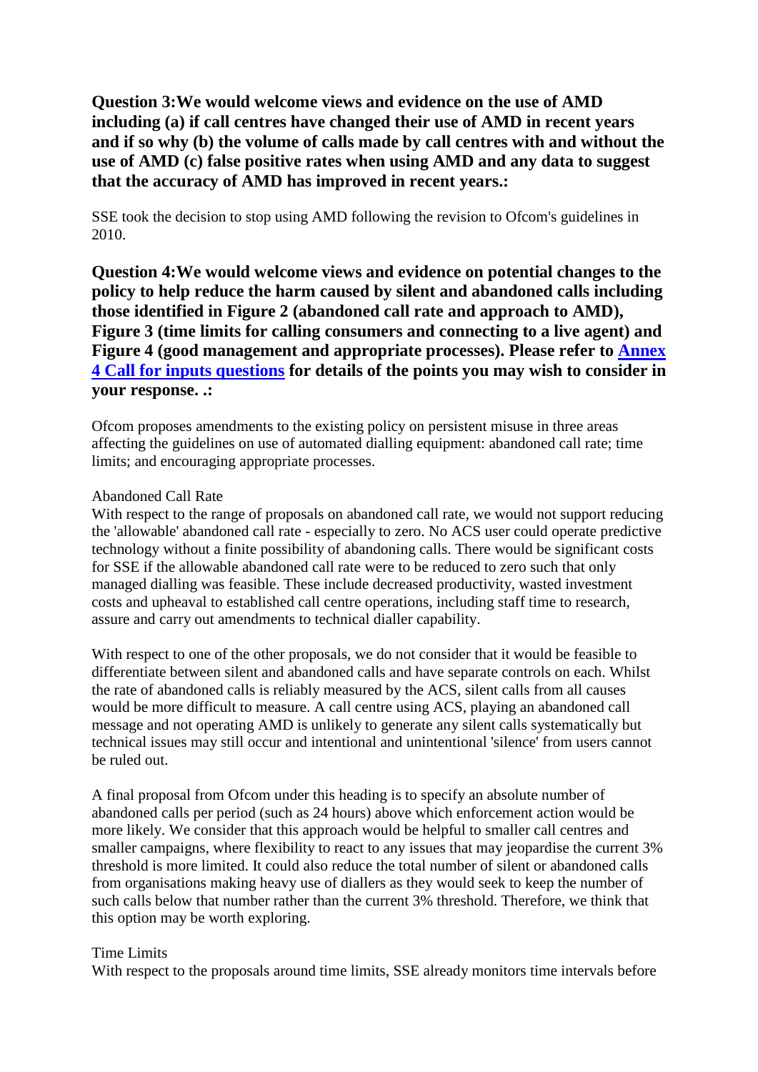**Question 3:We would welcome views and evidence on the use of AMD including (a) if call centres have changed their use of AMD in recent years and if so why (b) the volume of calls made by call centres with and without the use of AMD (c) false positive rates when using AMD and any data to suggest that the accuracy of AMD has improved in recent years.:**

SSE took the decision to stop using AMD following the revision to Ofcom's guidelines in 2010.

**Question 4:We would welcome views and evidence on potential changes to the policy to help reduce the harm caused by silent and abandoned calls including those identified in Figure 2 (abandoned call rate and approach to AMD), Figure 3 (time limits for calling consumers and connecting to a live agent) and Figure 4 (good management and appropriate processes). Please refer to Annex 4 Call for inputs questions for details of the points you may wish to consider in your response. .:**

Ofcom proposes amendments to the existing policy on persistent misuse in three areas affecting the guidelines on use of automated dialling equipment: abandoned call rate; time limits; and encouraging appropriate processes.

Abandoned Call Rate
With respect to the range of proposals on abandoned call rate, we would not support reducing the 'allowable' abandoned call rate - especially to zero. No ACS user could operate predictive technology without a finite possibility of abandoning calls. There would be significant costs for SSE if the allowable abandoned call rate were to be reduced to zero such that only managed dialling was feasible. These include decreased productivity, wasted investment costs and upheaval to established call centre operations, including staff time to research, assure and carry out amendments to technical dialler capability.

With respect to one of the other proposals, we do not consider that it would be feasible to differentiate between silent and abandoned calls and have separate controls on each. Whilst the rate of abandoned calls is reliably measured by the ACS, silent calls from all causes would be more difficult to measure. A call centre using ACS, playing an abandoned call message and not operating AMD is unlikely to generate any silent calls systematically but technical issues may still occur and intentional and unintentional 'silence' from users cannot be ruled out.

A final proposal from Ofcom under this heading is to specify an absolute number of abandoned calls per period (such as 24 hours) above which enforcement action would be more likely. We consider that this approach would be helpful to smaller call centres and smaller campaigns, where flexibility to react to any issues that may jeopardise the current 3% threshold is more limited. It could also reduce the total number of silent or abandoned calls from organisations making heavy use of diallers as they would seek to keep the number of such calls below that number rather than the current 3% threshold. Therefore, we think that this option may be worth exploring.

Time Limits
With respect to the proposals around time limits, SSE already monitors time intervals before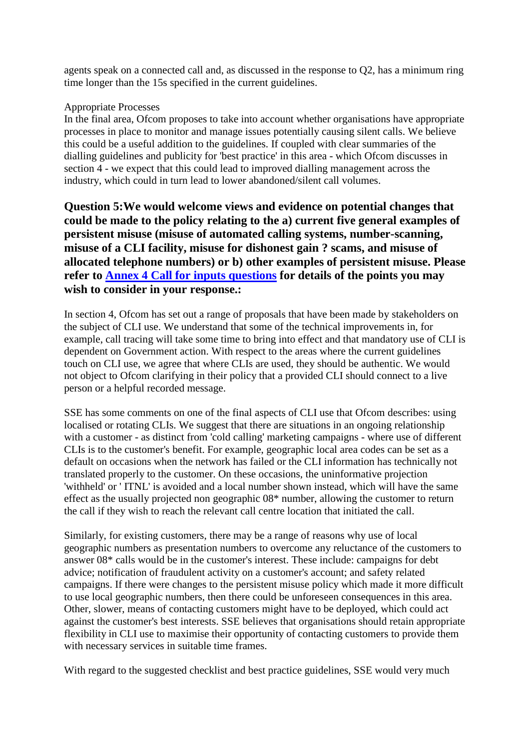agents speak on a connected call and, as discussed in the response to Q2, has a minimum ring time longer than the 15s specified in the current guidelines.

Appropriate Processes
In the final area, Ofcom proposes to take into account whether organisations have appropriate processes in place to monitor and manage issues potentially causing silent calls. We believe this could be a useful addition to the guidelines. If coupled with clear summaries of the dialling guidelines and publicity for 'best practice' in this area - which Ofcom discusses in section 4 - we expect that this could lead to improved dialling management across the industry, which could in turn lead to lower abandoned/silent call volumes.

**Question 5:We would welcome views and evidence on potential changes that could be made to the policy relating to the a) current five general examples of persistent misuse (misuse of automated calling systems, number-scanning, misuse of a CLI facility, misuse for dishonest gain ? scams, and misuse of allocated telephone numbers) or b) other examples of persistent misuse. Please refer to Annex 4 Call for inputs questions for details of the points you may wish to consider in your response.:**

In section 4, Ofcom has set out a range of proposals that have been made by stakeholders on the subject of CLI use. We understand that some of the technical improvements in, for example, call tracing will take some time to bring into effect and that mandatory use of CLI is dependent on Government action. With respect to the areas where the current guidelines touch on CLI use, we agree that where CLIs are used, they should be authentic. We would not object to Ofcom clarifying in their policy that a provided CLI should connect to a live person or a helpful recorded message.

SSE has some comments on one of the final aspects of CLI use that Ofcom describes: using localised or rotating CLIs. We suggest that there are situations in an ongoing relationship with a customer - as distinct from 'cold calling' marketing campaigns - where use of different CLIs is to the customer's benefit. For example, geographic local area codes can be set as a default on occasions when the network has failed or the CLI information has technically not translated properly to the customer. On these occasions, the uninformative projection 'withheld' or ' ITNL' is avoided and a local number shown instead, which will have the same effect as the usually projected non geographic 08* number, allowing the customer to return the call if they wish to reach the relevant call centre location that initiated the call.

Similarly, for existing customers, there may be a range of reasons why use of local geographic numbers as presentation numbers to overcome any reluctance of the customers to answer 08* calls would be in the customer's interest. These include: campaigns for debt advice; notification of fraudulent activity on a customer's account; and safety related campaigns. If there were changes to the persistent misuse policy which made it more difficult to use local geographic numbers, then there could be unforeseen consequences in this area. Other, slower, means of contacting customers might have to be deployed, which could act against the customer's best interests. SSE believes that organisations should retain appropriate flexibility in CLI use to maximise their opportunity of contacting customers to provide them with necessary services in suitable time frames.

With regard to the suggested checklist and best practice guidelines, SSE would very much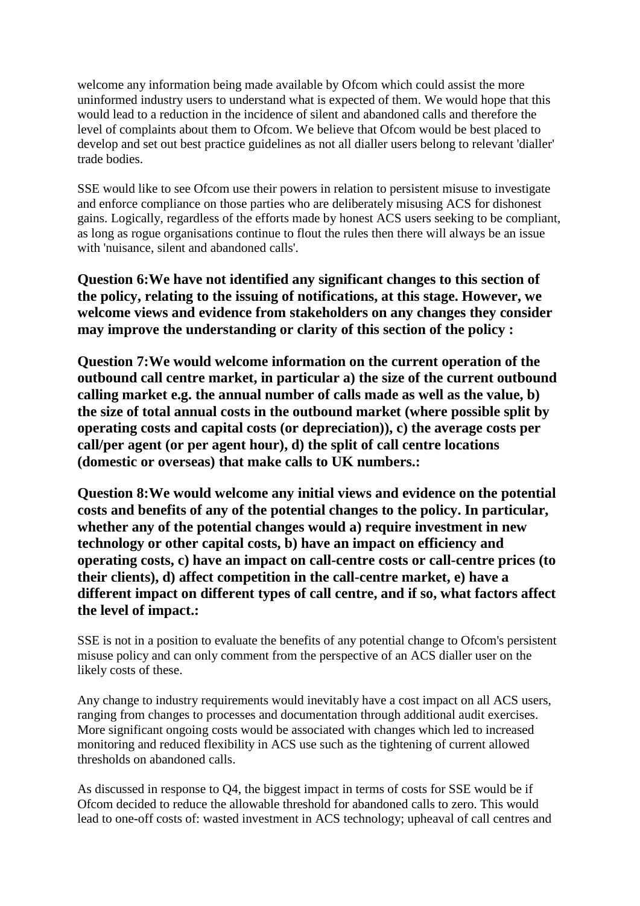welcome any information being made available by Ofcom which could assist the more uninformed industry users to understand what is expected of them. We would hope that this would lead to a reduction in the incidence of silent and abandoned calls and therefore the level of complaints about them to Ofcom. We believe that Ofcom would be best placed to develop and set out best practice guidelines as not all dialler users belong to relevant 'dialler' trade bodies.

SSE would like to see Ofcom use their powers in relation to persistent misuse to investigate and enforce compliance on those parties who are deliberately misusing ACS for dishonest gains. Logically, regardless of the efforts made by honest ACS users seeking to be compliant, as long as rogue organisations continue to flout the rules then there will always be an issue with 'nuisance, silent and abandoned calls'.

**Question 6:We have not identified any significant changes to this section of the policy, relating to the issuing of notifications, at this stage. However, we welcome views and evidence from stakeholders on any changes they consider may improve the understanding or clarity of this section of the policy :**

**Question 7:We would welcome information on the current operation of the outbound call centre market, in particular a) the size of the current outbound calling market e.g. the annual number of calls made as well as the value, b) the size of total annual costs in the outbound market (where possible split by operating costs and capital costs (or depreciation)), c) the average costs per call/per agent (or per agent hour), d) the split of call centre locations (domestic or overseas) that make calls to UK numbers.:**

**Question 8:We would welcome any initial views and evidence on the potential costs and benefits of any of the potential changes to the policy. In particular, whether any of the potential changes would a) require investment in new technology or other capital costs, b) have an impact on efficiency and operating costs, c) have an impact on call-centre costs or call-centre prices (to their clients), d) affect competition in the call-centre market, e) have a different impact on different types of call centre, and if so, what factors affect the level of impact.:**

SSE is not in a position to evaluate the benefits of any potential change to Ofcom's persistent misuse policy and can only comment from the perspective of an ACS dialler user on the likely costs of these.

Any change to industry requirements would inevitably have a cost impact on all ACS users, ranging from changes to processes and documentation through additional audit exercises. More significant ongoing costs would be associated with changes which led to increased monitoring and reduced flexibility in ACS use such as the tightening of current allowed thresholds on abandoned calls.

As discussed in response to Q4, the biggest impact in terms of costs for SSE would be if Ofcom decided to reduce the allowable threshold for abandoned calls to zero. This would lead to one-off costs of: wasted investment in ACS technology; upheaval of call centres and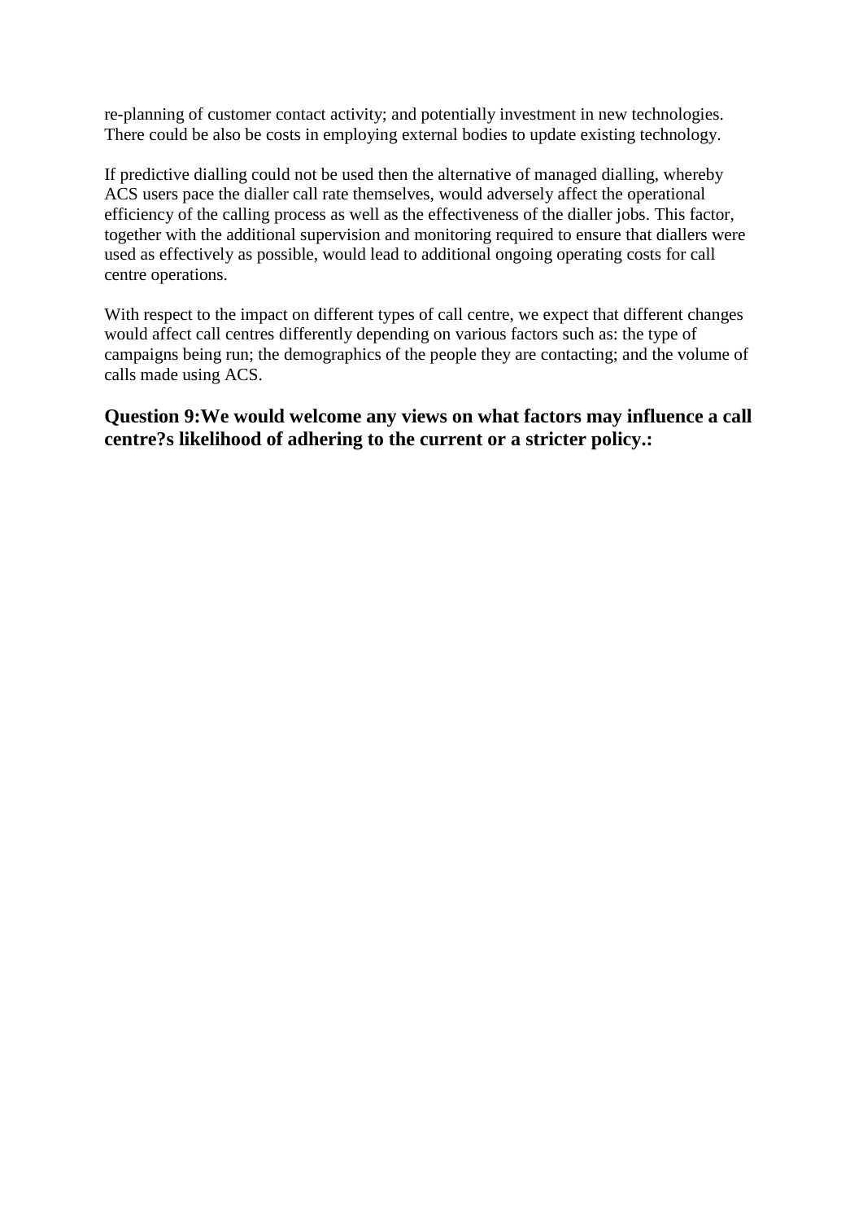re-planning of customer contact activity; and potentially investment in new technologies. There could be also be costs in employing external bodies to update existing technology.

If predictive dialling could not be used then the alternative of managed dialling, whereby ACS users pace the dialler call rate themselves, would adversely affect the operational efficiency of the calling process as well as the effectiveness of the dialler jobs. This factor, together with the additional supervision and monitoring required to ensure that diallers were used as effectively as possible, would lead to additional ongoing operating costs for call centre operations.

With respect to the impact on different types of call centre, we expect that different changes would affect call centres differently depending on various factors such as: the type of campaigns being run; the demographics of the people they are contacting; and the volume of calls made using ACS.

### Question 9:We would welcome any views on what factors may influence a call centre?s likelihood of adhering to the current or a stricter policy.: